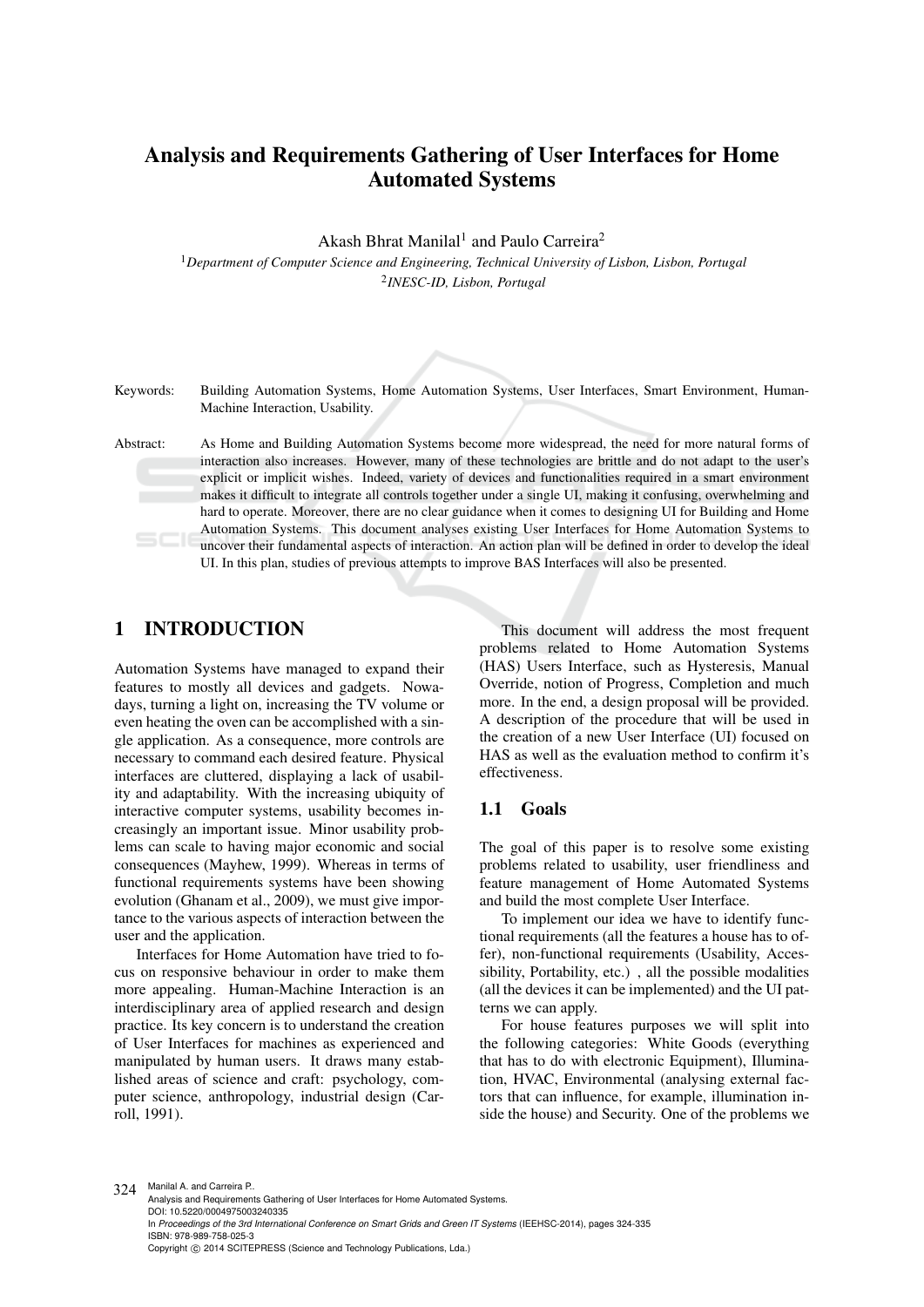# Analysis and Requirements Gathering of User Interfaces for Home Automated Systems

Akash Bhrat Manilal[1] and Paulo Carreira[2]

[1]*Department of Computer Science and Engineering, Technical University of Lisbon, Lisbon, Portugal*

[2]*INESC-ID, Lisbon, Portugal*

Keywords: Building Automation Systems, Home Automation Systems, User Interfaces, Smart Environment, Human-Machine Interaction, Usability.

Abstract: As Home and Building Automation Systems become more widespread, the need for more natural forms of interaction also increases. However, many of these technologies are brittle and do not adapt to the user's explicit or implicit wishes. Indeed, variety of devices and functionalities required in a smart environment makes it difficult to integrate all controls together under a single UI, making it confusing, overwhelming and hard to operate. Moreover, there are no clear guidance when it comes to designing UI for Building and Home Automation Systems. This document analyses existing User Interfaces for Home Automation Systems to uncover their fundamental aspects of interaction. An action plan will be defined in order to develop the ideal UI. In this plan, studies of previous attempts to improve BAS Interfaces will also be presented.

## 1 INTRODUCTION

Automation Systems have managed to expand their features to mostly all devices and gadgets. Nowadays, turning a light on, increasing the TV volume or even heating the oven can be accomplished with a single application. As a consequence, more controls are necessary to command each desired feature. Physical interfaces are cluttered, displaying a lack of usability and adaptability. With the increasing ubiquity of interactive computer systems, usability becomes increasingly an important issue. Minor usability problems can scale to having major economic and social consequences (Mayhew, 1999). Whereas in terms of functional requirements systems have been showing evolution (Ghanam et al., 2009), we must give importance to the various aspects of interaction between the user and the application.

Interfaces for Home Automation have tried to focus on responsive behaviour in order to make them more appealing. Human-Machine Interaction is an interdisciplinary area of applied research and design practice. Its key concern is to understand the creation of User Interfaces for machines as experienced and manipulated by human users. It draws many established areas of science and craft: psychology, computer science, anthropology, industrial design (Carroll, 1991).

This document will address the most frequent problems related to Home Automation Systems (HAS) Users Interface, such as Hysteresis, Manual Override, notion of Progress, Completion and much more. In the end, a design proposal will be provided. A description of the procedure that will be used in the creation of a new User Interface (UI) focused on HAS as well as the evaluation method to confirm it's effectiveness.

### 1.1 Goals

The goal of this paper is to resolve some existing problems related to usability, user friendliness and feature management of Home Automated Systems and build the most complete User Interface.

To implement our idea we have to identify functional requirements (all the features a house has to offer), non-functional requirements (Usability, Accessibility, Portability, etc.) , all the possible modalities (all the devices it can be implemented) and the UI patterns we can apply.

For house features purposes we will split into the following categories: White Goods (everything that has to do with electronic Equipment), Illumination, HVAC, Environmental (analysing external factors that can influence, for example, illumination inside the house) and Security. One of the problems we

Manilal A. and Carreira P..
Analysis and Requirements Gathering of User Interfaces for Home Automated Systems.
DOI: 10.5220/0004975003240335
In *Proceedings of the 3rd International Conference on Smart Grids and Green IT Systems* (IEEHSC-2014), pages 324-335
ISBN: 978-989-758-025-3
Copyright © 2014 SCITEPRESS (Science and Technology Publications, Lda.)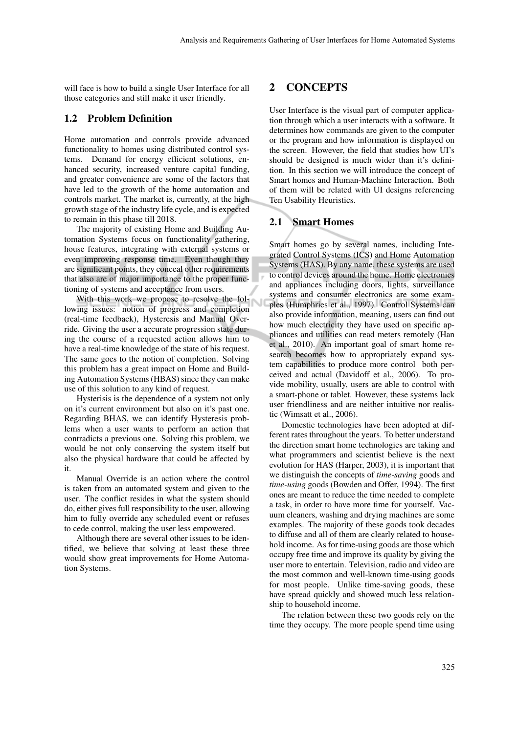will face is how to build a single User Interface for all those categories and still make it user friendly.

### 1.2 Problem Definition

Home automation and controls provide advanced functionality to homes using distributed control systems. Demand for energy efficient solutions, enhanced security, increased venture capital funding, and greater convenience are some of the factors that have led to the growth of the home automation and controls market. The market is, currently, at the high growth stage of the industry life cycle, and is expected to remain in this phase till 2018.

The majority of existing Home and Building Automation Systems focus on functionality gathering, house features, integrating with external systems or even improving response time. Even though they are significant points, they conceal other requirements that also are of major importance to the proper functioning of systems and acceptance from users.

With this work we propose to resolve the following issues: notion of progress and completion (real-time feedback), Hysteresis and Manual Override. Giving the user a accurate progression state during the course of a requested action allows him to have a real-time knowledge of the state of his request. The same goes to the notion of completion. Solving this problem has a great impact on Home and Building Automation Systems (HBAS) since they can make use of this solution to any kind of request.

Hysterisis is the dependence of a system not only on it's current environment but also on it's past one. Regarding BHAS, we can identify Hysteresis problems when a user wants to perform an action that contradicts a previous one. Solving this problem, we would be not only conserving the system itself but also the physical hardware that could be affected by it.

Manual Override is an action where the control is taken from an automated system and given to the user. The conflict resides in what the system should do, either gives full responsibility to the user, allowing him to fully override any scheduled event or refuses to cede control, making the user less empowered.

Although there are several other issues to be identified, we believe that solving at least these three would show great improvements for Home Automation Systems.

## 2 CONCEPTS

User Interface is the visual part of computer application through which a user interacts with a software. It determines how commands are given to the computer or the program and how information is displayed on the screen. However, the field that studies how UI's should be designed is much wider than it's definition. In this section we will introduce the concept of Smart homes and Human-Machine Interaction. Both of them will be related with UI designs referencing Ten Usability Heuristics.

### 2.1 Smart Homes

Smart homes go by several names, including Integrated Control Systems (ICS) and Home Automation Systems (HAS). By any name, these systems are used to control devices around the home. Home electronics and appliances including doors, lights, surveillance systems and consumer electronics are some examples (Humphries et al., 1997). Control Systems can also provide information, meaning, users can find out how much electricity they have used on specific appliances and utilities can read meters remotely (Han et al., 2010). An important goal of smart home research becomes how to appropriately expand system capabilities to produce more control both perceived and actual (Davidoff et al., 2006). To provide mobility, usually, users are able to control with a smart-phone or tablet. However, these systems lack user friendliness and are neither intuitive nor realistic (Wimsatt et al., 2006).

Domestic technologies have been adopted at different rates throughout the years. To better understand the direction smart home technologies are taking and what programmers and scientist believe is the next evolution for HAS (Harper, 2003), it is important that we distinguish the concepts of *time-saving* goods and *time-using* goods (Bowden and Offer, 1994). The first ones are meant to reduce the time needed to complete a task, in order to have more time for yourself. Vacuum cleaners, washing and drying machines are some examples. The majority of these goods took decades to diffuse and all of them are clearly related to household income. As for time-using goods are those which occupy free time and improve its quality by giving the user more to entertain. Television, radio and video are the most common and well-known time-using goods for most people. Unlike time-saving goods, these have spread quickly and showed much less relationship to household income.

The relation between these two goods rely on the time they occupy. The more people spend time using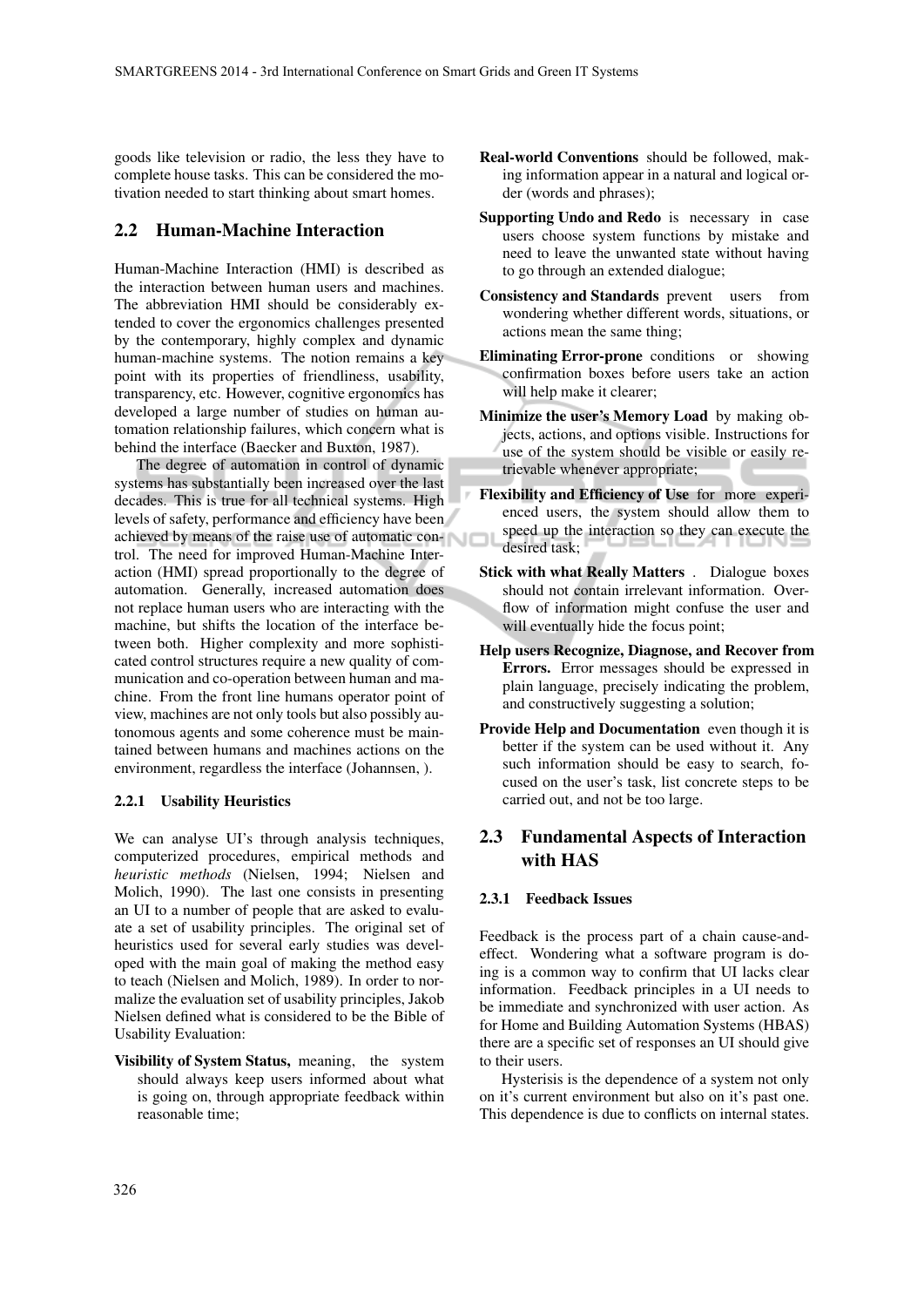goods like television or radio, the less they have to complete house tasks. This can be considered the motivation needed to start thinking about smart homes.

## 2.2 Human-Machine Interaction

Human-Machine Interaction (HMI) is described as the interaction between human users and machines. The abbreviation HMI should be considerably extended to cover the ergonomics challenges presented by the contemporary, highly complex and dynamic human-machine systems. The notion remains a key point with its properties of friendliness, usability, transparency, etc. However, cognitive ergonomics has developed a large number of studies on human automation relationship failures, which concern what is behind the interface (Baecker and Buxton, 1987).

The degree of automation in control of dynamic systems has substantially been increased over the last decades. This is true for all technical systems. High levels of safety, performance and efficiency have been achieved by means of the raise use of automatic control. The need for improved Human-Machine Interaction (HMI) spread proportionally to the degree of automation. Generally, increased automation does not replace human users who are interacting with the machine, but shifts the location of the interface between both. Higher complexity and more sophisticated control structures require a new quality of communication and co-operation between human and machine. From the front line humans operator point of view, machines are not only tools but also possibly autonomous agents and some coherence must be maintained between humans and machines actions on the environment, regardless the interface (Johannsen, ).

### 2.2.1 Usability Heuristics

We can analyse UI's through analysis techniques, computerized procedures, empirical methods and *heuristic methods* (Nielsen, 1994; Nielsen and Molich, 1990). The last one consists in presenting an UI to a number of people that are asked to evaluate a set of usability principles. The original set of heuristics used for several early studies was developed with the main goal of making the method easy to teach (Nielsen and Molich, 1989). In order to normalize the evaluation set of usability principles, Jakob Nielsen defined what is considered to be the Bible of Usability Evaluation:

- **Visibility of System Status,** meaning, the system should always keep users informed about what is going on, through appropriate feedback within reasonable time;
- **Real-world Conventions** should be followed, making information appear in a natural and logical order (words and phrases);
- **Supporting Undo and Redo** is necessary in case users choose system functions by mistake and need to leave the unwanted state without having to go through an extended dialogue;
- **Consistency and Standards** prevent users from wondering whether different words, situations, or actions mean the same thing;
- **Eliminating Error-prone** conditions or showing confirmation boxes before users take an action will help make it clearer;
- **Minimize the user's Memory Load** by making objects, actions, and options visible. Instructions for use of the system should be visible or easily retrievable whenever appropriate;
- **Flexibility and Efficiency of Use** for more experienced users, the system should allow them to speed up the interaction so they can execute the desired task;
- **Stick with what Really Matters** . Dialogue boxes should not contain irrelevant information. Overflow of information might confuse the user and will eventually hide the focus point;
- **Help users Recognize, Diagnose, and Recover from Errors.** Error messages should be expressed in plain language, precisely indicating the problem, and constructively suggesting a solution;
- **Provide Help and Documentation** even though it is better if the system can be used without it. Any such information should be easy to search, focused on the user's task, list concrete steps to be carried out, and not be too large.

## 2.3 Fundamental Aspects of Interaction with HAS

### 2.3.1 Feedback Issues

Feedback is the process part of a chain cause-and-effect. Wondering what a software program is doing is a common way to confirm that UI lacks clear information. Feedback principles in a UI needs to be immediate and synchronized with user action. As for Home and Building Automation Systems (HBAS) there are a specific set of responses an UI should give to their users.

Hysterisis is the dependence of a system not only on it's current environment but also on it's past one. This dependence is due to conflicts on internal states.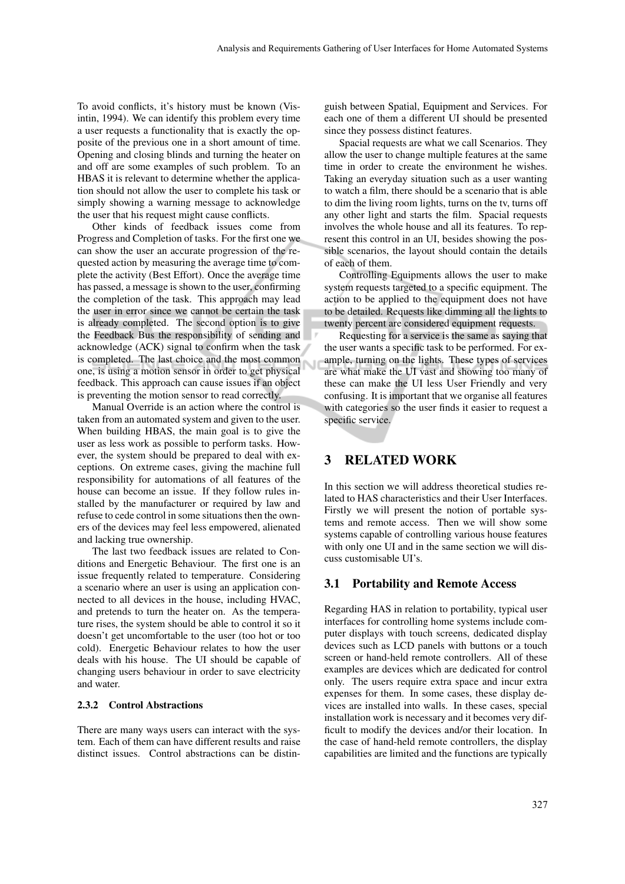To avoid conflicts, it's history must be known (Visintin, 1994). We can identify this problem every time a user requests a functionality that is exactly the opposite of the previous one in a short amount of time. Opening and closing blinds and turning the heater on and off are some examples of such problem. To an HBAS it is relevant to determine whether the application should not allow the user to complete his task or simply showing a warning message to acknowledge the user that his request might cause conflicts.

Other kinds of feedback issues come from Progress and Completion of tasks. For the first one we can show the user an accurate progression of the requested action by measuring the average time to complete the activity (Best Effort). Once the average time has passed, a message is shown to the user, confirming the completion of the task. This approach may lead the user in error since we cannot be certain the task is already completed. The second option is to give the Feedback Bus the responsibility of sending and acknowledge (ACK) signal to confirm when the task is completed. The last choice and the most common one, is using a motion sensor in order to get physical feedback. This approach can cause issues if an object is preventing the motion sensor to read correctly.

Manual Override is an action where the control is taken from an automated system and given to the user. When building HBAS, the main goal is to give the user as less work as possible to perform tasks. However, the system should be prepared to deal with exceptions. On extreme cases, giving the machine full responsibility for automations of all features of the house can become an issue. If they follow rules installed by the manufacturer or required by law and refuse to cede control in some situations then the owners of the devices may feel less empowered, alienated and lacking true ownership.

The last two feedback issues are related to Conditions and Energetic Behaviour. The first one is an issue frequently related to temperature. Considering a scenario where an user is using an application connected to all devices in the house, including HVAC, and pretends to turn the heater on. As the temperature rises, the system should be able to control it so it doesn't get uncomfortable to the user (too hot or too cold). Energetic Behaviour relates to how the user deals with his house. The UI should be capable of changing users behaviour in order to save electricity and water.

#### 2.3.2 Control Abstractions

There are many ways users can interact with the system. Each of them can have different results and raise distinct issues. Control abstractions can be distinguish between Spatial, Equipment and Services. For each one of them a different UI should be presented since they possess distinct features.

Spacial requests are what we call Scenarios. They allow the user to change multiple features at the same time in order to create the environment he wishes. Taking an everyday situation such as a user wanting to watch a film, there should be a scenario that is able to dim the living room lights, turns on the tv, turns off any other light and starts the film. Spacial requests involves the whole house and all its features. To represent this control in an UI, besides showing the possible scenarios, the layout should contain the details of each of them.

Controlling Equipments allows the user to make system requests targeted to a specific equipment. The action to be applied to the equipment does not have to be detailed. Requests like dimming all the lights to twenty percent are considered equipment requests.

Requesting for a service is the same as saying that the user wants a specific task to be performed. For example, turning on the lights. These types of services are what make the UI vast and showing too many of these can make the UI less User Friendly and very confusing. It is important that we organise all features with categories so the user finds it easier to request a specific service.

## 3 RELATED WORK

In this section we will address theoretical studies related to HAS characteristics and their User Interfaces. Firstly we will present the notion of portable systems and remote access. Then we will show some systems capable of controlling various house features with only one UI and in the same section we will discuss customisable UI's.

### 3.1 Portability and Remote Access

Regarding HAS in relation to portability, typical user interfaces for controlling home systems include computer displays with touch screens, dedicated display devices such as LCD panels with buttons or a touch screen or hand-held remote controllers. All of these examples are devices which are dedicated for control only. The users require extra space and incur extra expenses for them. In some cases, these display devices are installed into walls. In these cases, special installation work is necessary and it becomes very difficult to modify the devices and/or their location. In the case of hand-held remote controllers, the display capabilities are limited and the functions are typically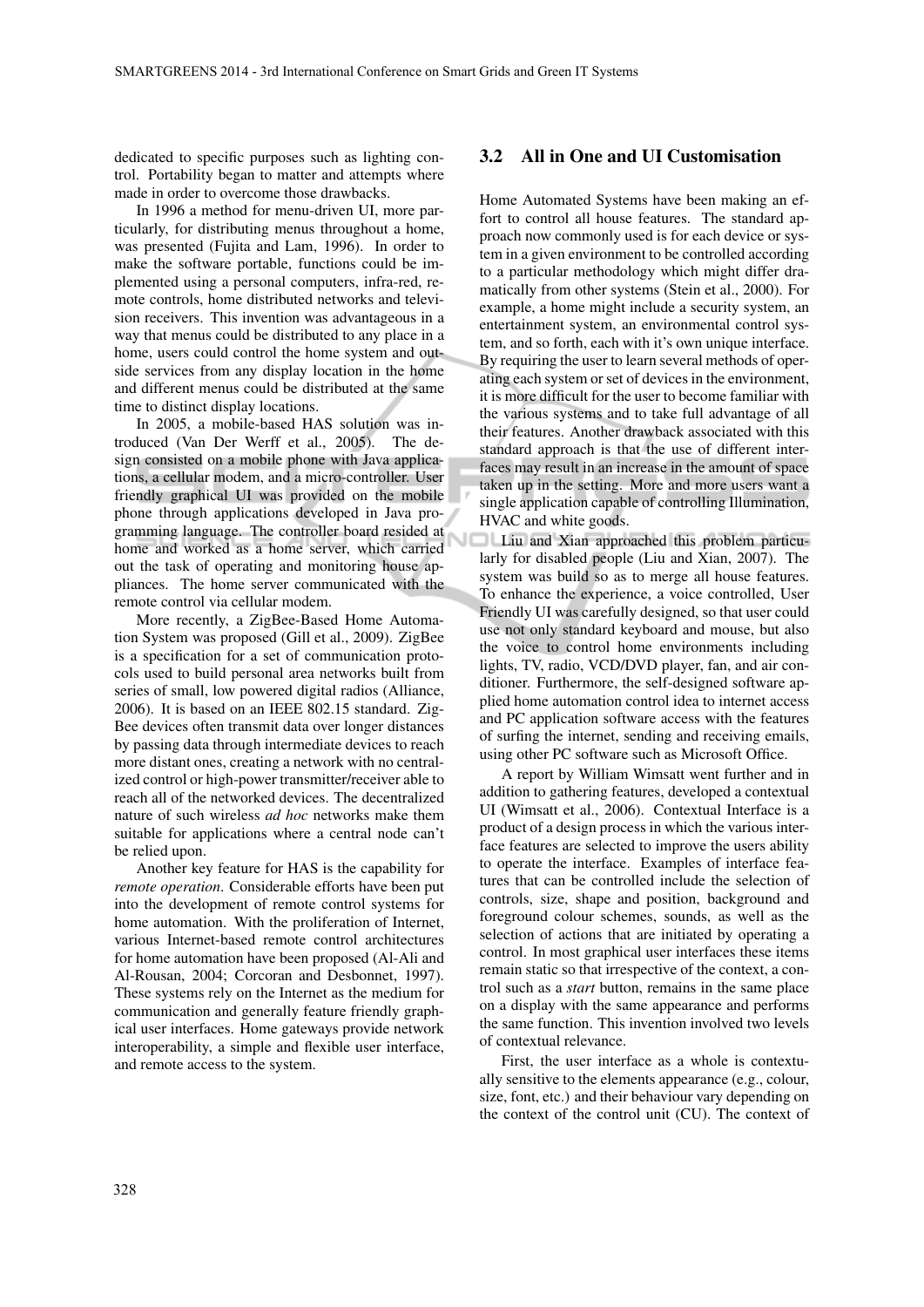dedicated to specific purposes such as lighting control. Portability began to matter and attempts where made in order to overcome those drawbacks.

In 1996 a method for menu-driven UI, more particularly, for distributing menus throughout a home, was presented (Fujita and Lam, 1996). In order to make the software portable, functions could be implemented using a personal computers, infra-red, remote controls, home distributed networks and television receivers. This invention was advantageous in a way that menus could be distributed to any place in a home, users could control the home system and outside services from any display location in the home and different menus could be distributed at the same time to distinct display locations.

In 2005, a mobile-based HAS solution was introduced (Van Der Werff et al., 2005). The design consisted on a mobile phone with Java applications, a cellular modem, and a micro-controller. User friendly graphical UI was provided on the mobile phone through applications developed in Java programming language. The controller board resided at home and worked as a home server, which carried out the task of operating and monitoring house appliances. The home server communicated with the remote control via cellular modem.

More recently, a ZigBee-Based Home Automation System was proposed (Gill et al., 2009). ZigBee is a specification for a set of communication protocols used to build personal area networks built from series of small, low powered digital radios (Alliance, 2006). It is based on an IEEE 802.15 standard. ZigBee devices often transmit data over longer distances by passing data through intermediate devices to reach more distant ones, creating a network with no centralized control or high-power transmitter/receiver able to reach all of the networked devices. The decentralized nature of such wireless *ad hoc* networks make them suitable for applications where a central node can't be relied upon.

Another key feature for HAS is the capability for *remote operation*. Considerable efforts have been put into the development of remote control systems for home automation. With the proliferation of Internet, various Internet-based remote control architectures for home automation have been proposed (Al-Ali and Al-Rousan, 2004; Corcoran and Desbonnet, 1997). These systems rely on the Internet as the medium for communication and generally feature friendly graphical user interfaces. Home gateways provide network interoperability, a simple and flexible user interface, and remote access to the system.

## 3.2 All in One and UI Customisation

Home Automated Systems have been making an effort to control all house features. The standard approach now commonly used is for each device or system in a given environment to be controlled according to a particular methodology which might differ dramatically from other systems (Stein et al., 2000). For example, a home might include a security system, an entertainment system, an environmental control system, and so forth, each with it's own unique interface. By requiring the user to learn several methods of operating each system or set of devices in the environment, it is more difficult for the user to become familiar with the various systems and to take full advantage of all their features. Another drawback associated with this standard approach is that the use of different interfaces may result in an increase in the amount of space taken up in the setting. More and more users want a single application capable of controlling Illumination, HVAC and white goods.

Liu and Xian approached this problem particularly for disabled people (Liu and Xian, 2007). The system was build so as to merge all house features. To enhance the experience, a voice controlled, User Friendly UI was carefully designed, so that user could use not only standard keyboard and mouse, but also the voice to control home environments including lights, TV, radio, VCD/DVD player, fan, and air conditioner. Furthermore, the self-designed software applied home automation control idea to internet access and PC application software access with the features of surfing the internet, sending and receiving emails, using other PC software such as Microsoft Office.

A report by William Wimsatt went further and in addition to gathering features, developed a contextual UI (Wimsatt et al., 2006). Contextual Interface is a product of a design process in which the various interface features are selected to improve the users ability to operate the interface. Examples of interface features that can be controlled include the selection of controls, size, shape and position, background and foreground colour schemes, sounds, as well as the selection of actions that are initiated by operating a control. In most graphical user interfaces these items remain static so that irrespective of the context, a control such as a *start* button, remains in the same place on a display with the same appearance and performs the same function. This invention involved two levels of contextual relevance.

First, the user interface as a whole is contextually sensitive to the elements appearance (e.g., colour, size, font, etc.) and their behaviour vary depending on the context of the control unit (CU). The context of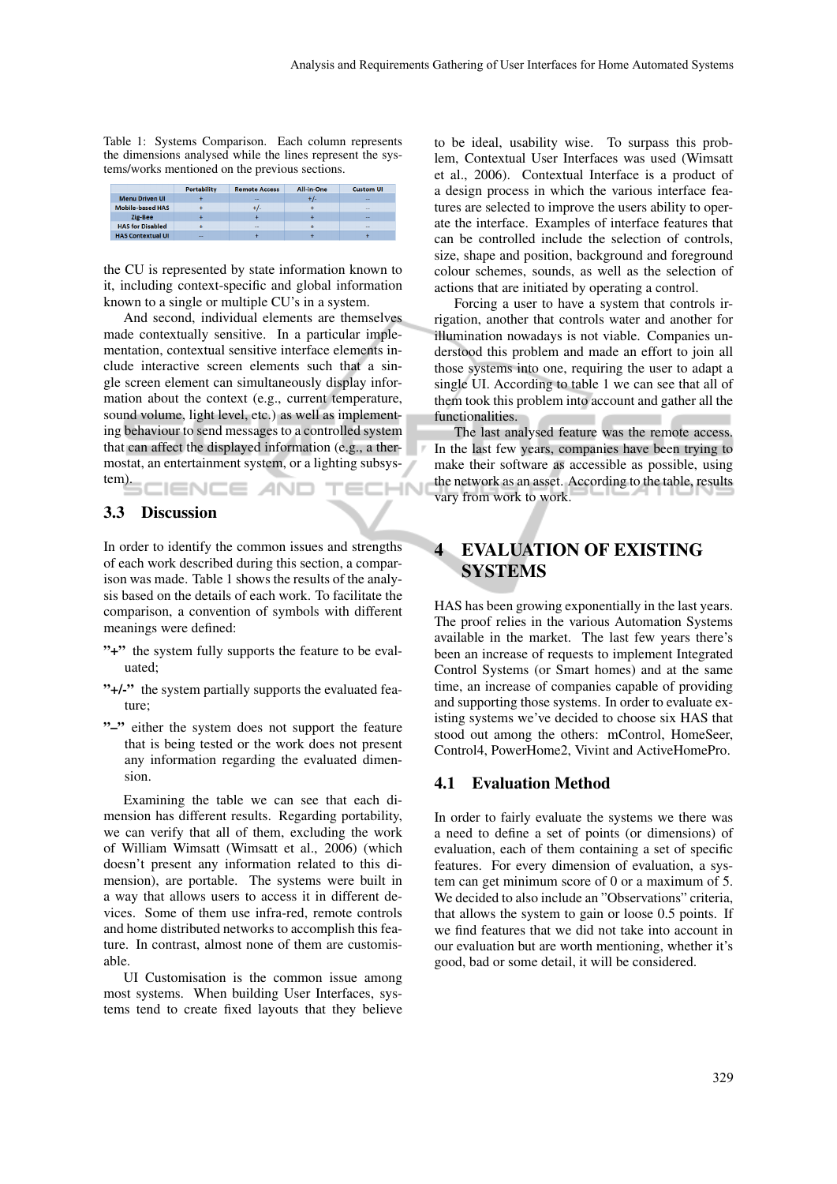Table 1: Systems Comparison. Each column represents the dimensions analysed while the lines represent the systems/works mentioned on the previous sections.

| | Portability | Remote Access | All-in-One | Custom UI |
|---|---|---|---|---|
| Menu Driven UI | + | -- | +/- | -- |
| Mobile-based HAS | + | +/- | + | -- |
| Zig-Bee | + | + | + | -- |
| HAS for Disabled | + | -- | + | -- |
| HAS Contextual UI | -- | + | + | + |

the CU is represented by state information known to it, including context-specific and global information known to a single or multiple CU's in a system.

And second, individual elements are themselves made contextually sensitive. In a particular implementation, contextual sensitive interface elements include interactive screen elements such that a single screen element can simultaneously display information about the context (e.g., current temperature, sound volume, light level, etc.) as well as implementing behaviour to send messages to a controlled system that can affect the displayed information (e.g., a thermostat, an entertainment system, or a lighting subsystem).

## 3.3 Discussion

In order to identify the common issues and strengths of each work described during this section, a comparison was made. Table 1 shows the results of the analysis based on the details of each work. To facilitate the comparison, a convention of symbols with different meanings were defined:

- **"+"** the system fully supports the feature to be evaluated;
- **"+/-"** the system partially supports the evaluated feature;
- **"–"** either the system does not support the feature that is being tested or the work does not present any information regarding the evaluated dimension.

Examining the table we can see that each dimension has different results. Regarding portability, we can verify that all of them, excluding the work of William Wimsatt (Wimsatt et al., 2006) (which doesn't present any information related to this dimension), are portable. The systems were built in a way that allows users to access it in different devices. Some of them use infra-red, remote controls and home distributed networks to accomplish this feature. In contrast, almost none of them are customisable.

UI Customisation is the common issue among most systems. When building User Interfaces, systems tend to create fixed layouts that they believe to be ideal, usability wise. To surpass this problem, Contextual User Interfaces was used (Wimsatt et al., 2006). Contextual Interface is a product of a design process in which the various interface features are selected to improve the users ability to operate the interface. Examples of interface features that can be controlled include the selection of controls, size, shape and position, background and foreground colour schemes, sounds, as well as the selection of actions that are initiated by operating a control.

Forcing a user to have a system that controls irrigation, another that controls water and another for illumination nowadays is not viable. Companies understood this problem and made an effort to join all those systems into one, requiring the user to adapt a single UI. According to table 1 we can see that all of them took this problem into account and gather all the functionalities.

The last analysed feature was the remote access. In the last few years, companies have been trying to make their software as accessible as possible, using the network as an asset. According to the table, results vary from work to work.

# 4 EVALUATION OF EXISTING SYSTEMS

HAS has been growing exponentially in the last years. The proof relies in the various Automation Systems available in the market. The last few years there's been an increase of requests to implement Integrated Control Systems (or Smart homes) and at the same time, an increase of companies capable of providing and supporting those systems. In order to evaluate existing systems we've decided to choose six HAS that stood out among the others: mControl, HomeSeer, Control4, PowerHome2, Vivint and ActiveHomePro.

## 4.1 Evaluation Method

In order to fairly evaluate the systems we there was a need to define a set of points (or dimensions) of evaluation, each of them containing a set of specific features. For every dimension of evaluation, a system can get minimum score of 0 or a maximum of 5. We decided to also include an "Observations" criteria, that allows the system to gain or loose 0.5 points. If we find features that we did not take into account in our evaluation but are worth mentioning, whether it's good, bad or some detail, it will be considered.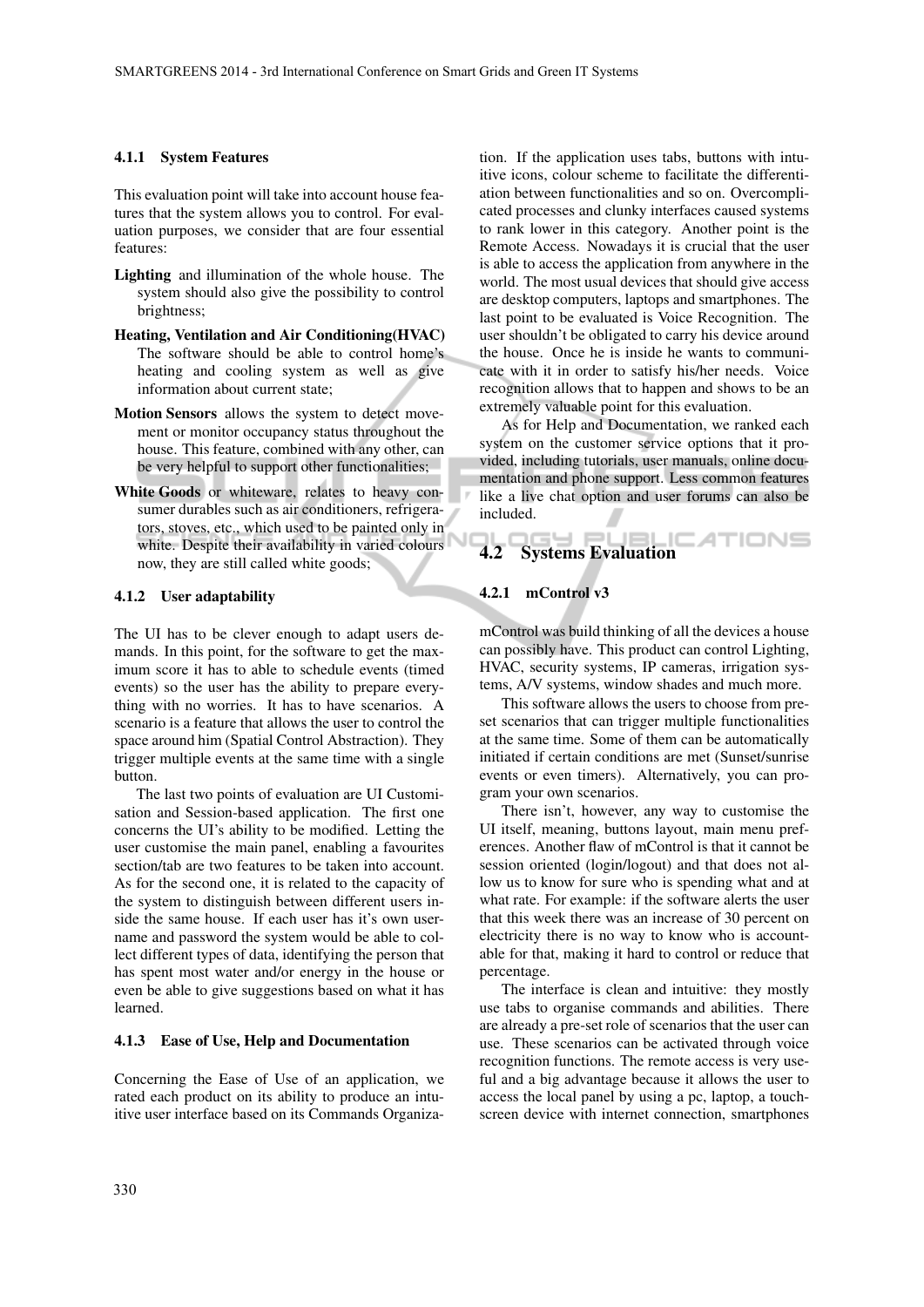#### 4.1.1 System Features

This evaluation point will take into account house features that the system allows you to control. For evaluation purposes, we consider that are four essential features:

**Lighting** and illumination of the whole house. The system should also give the possibility to control brightness;

**Heating, Ventilation and Air Conditioning(HVAC)** The software should be able to control home's heating and cooling system as well as give information about current state;

**Motion Sensors** allows the system to detect movement or monitor occupancy status throughout the house. This feature, combined with any other, can be very helpful to support other functionalities;

**White Goods** or whiteware, relates to heavy consumer durables such as air conditioners, refrigerators, stoves, etc., which used to be painted only in white. Despite their availability in varied colours now, they are still called white goods;

#### 4.1.2 User adaptability

The UI has to be clever enough to adapt users demands. In this point, for the software to get the maximum score it has to able to schedule events (timed events) so the user has the ability to prepare everything with no worries. It has to have scenarios. A scenario is a feature that allows the user to control the space around him (Spatial Control Abstraction). They trigger multiple events at the same time with a single button.

The last two points of evaluation are UI Customisation and Session-based application. The first one concerns the UI's ability to be modified. Letting the user customise the main panel, enabling a favourites section/tab are two features to be taken into account. As for the second one, it is related to the capacity of the system to distinguish between different users inside the same house. If each user has it's own username and password the system would be able to collect different types of data, identifying the person that has spent most water and/or energy in the house or even be able to give suggestions based on what it has learned.

#### 4.1.3 Ease of Use, Help and Documentation

Concerning the Ease of Use of an application, we rated each product on its ability to produce an intuitive user interface based on its Commands Organization. If the application uses tabs, buttons with intuitive icons, colour scheme to facilitate the differentiation between functionalities and so on. Overcomplicated processes and clunky interfaces caused systems to rank lower in this category. Another point is the Remote Access. Nowadays it is crucial that the user is able to access the application from anywhere in the world. The most usual devices that should give access are desktop computers, laptops and smartphones. The last point to be evaluated is Voice Recognition. The user shouldn't be obligated to carry his device around the house. Once he is inside he wants to communicate with it in order to satisfy his/her needs. Voice recognition allows that to happen and shows to be an extremely valuable point for this evaluation.

As for Help and Documentation, we ranked each system on the customer service options that it provided, including tutorials, user manuals, online documentation and phone support. Less common features like a live chat option and user forums can also be included.

### 4.2 Systems Evaluation

#### 4.2.1 mControl v3

mControl was build thinking of all the devices a house can possibly have. This product can control Lighting, HVAC, security systems, IP cameras, irrigation systems, A/V systems, window shades and much more.

This software allows the users to choose from preset scenarios that can trigger multiple functionalities at the same time. Some of them can be automatically initiated if certain conditions are met (Sunset/sunrise events or even timers). Alternatively, you can program your own scenarios.

There isn't, however, any way to customise the UI itself, meaning, buttons layout, main menu preferences. Another flaw of mControl is that it cannot be session oriented (login/logout) and that does not allow us to know for sure who is spending what and at what rate. For example: if the software alerts the user that this week there was an increase of 30 percent on electricity there is no way to know who is accountable for that, making it hard to control or reduce that percentage.

The interface is clean and intuitive: they mostly use tabs to organise commands and abilities. There are already a pre-set role of scenarios that the user can use. These scenarios can be activated through voice recognition functions. The remote access is very useful and a big advantage because it allows the user to access the local panel by using a pc, laptop, a touchscreen device with internet connection, smartphones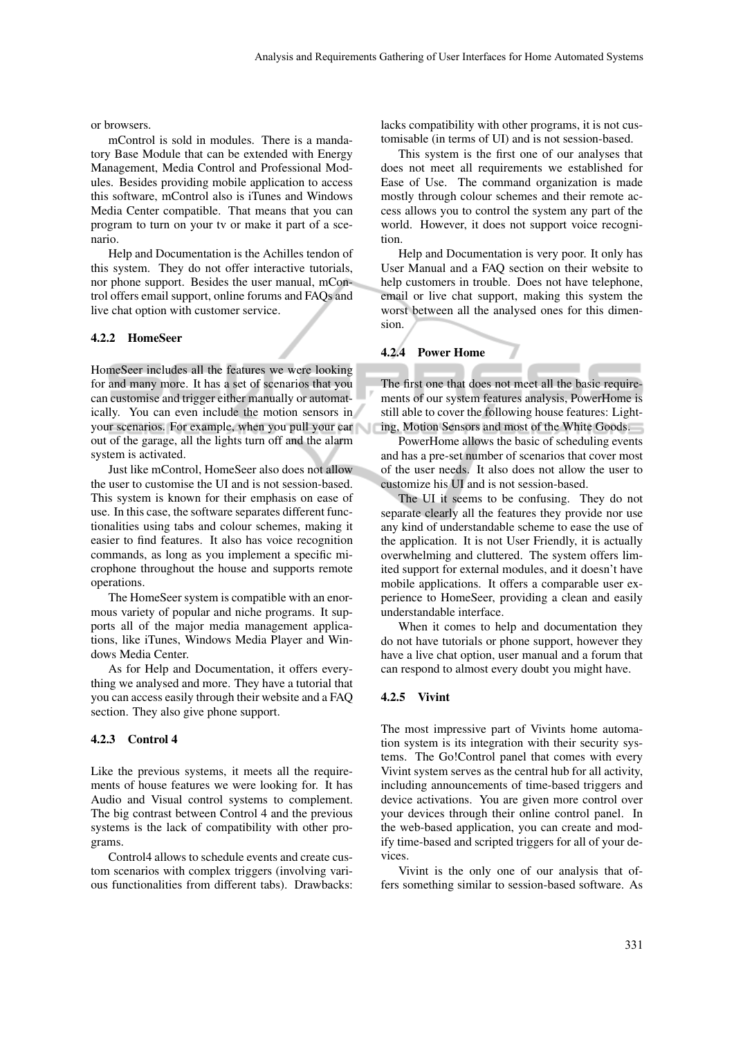or browsers.

mControl is sold in modules. There is a mandatory Base Module that can be extended with Energy Management, Media Control and Professional Modules. Besides providing mobile application to access this software, mControl also is iTunes and Windows Media Center compatible. That means that you can program to turn on your tv or make it part of a scenario.

Help and Documentation is the Achilles tendon of this system. They do not offer interactive tutorials, nor phone support. Besides the user manual, mControl offers email support, online forums and FAQs and live chat option with customer service.

#### 4.2.2 HomeSeer

HomeSeer includes all the features we were looking for and many more. It has a set of scenarios that you can customise and trigger either manually or automatically. You can even include the motion sensors in your scenarios. For example, when you pull your car out of the garage, all the lights turn off and the alarm system is activated.

Just like mControl, HomeSeer also does not allow the user to customise the UI and is not session-based. This system is known for their emphasis on ease of use. In this case, the software separates different functionalities using tabs and colour schemes, making it easier to find features. It also has voice recognition commands, as long as you implement a specific microphone throughout the house and supports remote operations.

The HomeSeer system is compatible with an enormous variety of popular and niche programs. It supports all of the major media management applications, like iTunes, Windows Media Player and Windows Media Center.

As for Help and Documentation, it offers everything we analysed and more. They have a tutorial that you can access easily through their website and a FAQ section. They also give phone support.

#### 4.2.3 Control 4

Like the previous systems, it meets all the requirements of house features we were looking for. It has Audio and Visual control systems to complement. The big contrast between Control 4 and the previous systems is the lack of compatibility with other programs.

Control4 allows to schedule events and create custom scenarios with complex triggers (involving various functionalities from different tabs). Drawbacks: lacks compatibility with other programs, it is not customisable (in terms of UI) and is not session-based.

This system is the first one of our analyses that does not meet all requirements we established for Ease of Use. The command organization is made mostly through colour schemes and their remote access allows you to control the system any part of the world. However, it does not support voice recognition.

Help and Documentation is very poor. It only has User Manual and a FAQ section on their website to help customers in trouble. Does not have telephone, email or live chat support, making this system the worst between all the analysed ones for this dimension.

#### 4.2.4 Power Home

The first one that does not meet all the basic requirements of our system features analysis, PowerHome is still able to cover the following house features: Lighting, Motion Sensors and most of the White Goods.

PowerHome allows the basic of scheduling events and has a pre-set number of scenarios that cover most of the user needs. It also does not allow the user to customize his UI and is not session-based.

The UI it seems to be confusing. They do not separate clearly all the features they provide nor use any kind of understandable scheme to ease the use of the application. It is not User Friendly, it is actually overwhelming and cluttered. The system offers limited support for external modules, and it doesn't have mobile applications. It offers a comparable user experience to HomeSeer, providing a clean and easily understandable interface.

When it comes to help and documentation they do not have tutorials or phone support, however they have a live chat option, user manual and a forum that can respond to almost every doubt you might have.

#### 4.2.5 Vivint

The most impressive part of Vivints home automation system is its integration with their security systems. The Go!Control panel that comes with every Vivint system serves as the central hub for all activity, including announcements of time-based triggers and device activations. You are given more control over your devices through their online control panel. In the web-based application, you can create and modify time-based and scripted triggers for all of your devices.

Vivint is the only one of our analysis that offers something similar to session-based software. As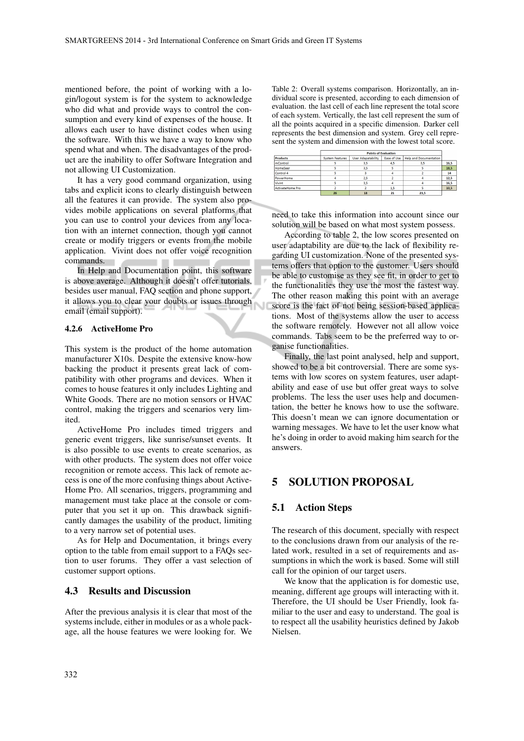mentioned before, the point of working with a login/logout system is for the system to acknowledge who did what and provide ways to control the consumption and every kind of expenses of the house. It allows each user to have distinct codes when using the software. With this we have a way to know who spend what and when. The disadvantages of the product are the inability to offer Software Integration and not allowing UI Customization.

It has a very good command organization, using tabs and explicit icons to clearly distinguish between all the features it can provide. The system also provides mobile applications on several platforms that you can use to control your devices from any location with an internet connection, though you cannot create or modify triggers or events from the mobile application. Vivint does not offer voice recognition commands.

In Help and Documentation point, this software is above average. Although it doesn't offer tutorials, besides user manual, FAQ section and phone support, it allows you to clear your doubts or issues through email (email support).

#### 4.2.6 ActiveHome Pro

This system is the product of the home automation manufacturer X10s. Despite the extensive know-how backing the product it presents great lack of compatibility with other programs and devices. When it comes to house features it only includes Lighting and White Goods. There are no motion sensors or HVAC control, making the triggers and scenarios very limited.

ActiveHome Pro includes timed triggers and generic event triggers, like sunrise/sunset events. It is also possible to use events to create scenarios, as with other products. The system does not offer voice recognition or remote access. This lack of remote access is one of the more confusing things about ActiveHome Pro. All scenarios, triggers, programming and management must take place at the console or computer that you set it up on. This drawback significantly damages the usability of the product, limiting to a very narrow set of potential uses.

As for Help and Documentation, it brings every option to the table from email support to a FAQs section to user forums. They offer a vast selection of customer support options.

### 4.3 Results and Discussion

After the previous analysis it is clear that most of the systems include, either in modules or as a whole package, all the house features we were looking for. We need to take this information into account since our solution will be based on what most system possess.

Table 2: Overall systems comparison. Horizontally, an individual score is presented, according to each dimension of evaluation. the last cell of each line represent the total score of each system. Vertically, the last cell represent the sum of all the points acquired in a specific dimension. Darker cell represents the best dimension and system. Grey cell represent the system and dimension with the lowest total score.

| | Points of Evaluation | | | | |
|---|---|---|---|---|---|
| Products | System Features | User Adapatability | Ease of Use | Help and Documentation | |
| mControl | 5 | 3,5 | 4,5 | 3,5 | 16,5 |
| HomeSeer | 5 | 3,5 | 5 | 5 | 18,5 |
| Control 4 | 5 | 3 | 4 | 2 | 14 |
| PowerHome | 4 | 2,5 | 2 | 4 | 12,5 |
| Vivint | 5 | 3,5 | 4 | 4 | 16,5 |
| ActivateHome Pro | 2 | 2 | 1,5 | 5 | 10,5 |
| | 26 | 18 | 21 | 23,5 | |

According to table 2, the low scores presented on user adaptability are due to the lack of flexibility regarding UI customization. None of the presented systems offers that option to the customer. Users should be able to customise as they see fit, in order to get to the functionalities they use the most the fastest way. The other reason making this point with an average score is the fact of not being session-based applications. Most of the systems allow the user to access the software remotely. However not all allow voice commands. Tabs seem to be the preferred way to organise functionalities.

Finally, the last point analysed, help and support, showed to be a bit controversial. There are some systems with low scores on system features, user adaptability and ease of use but offer great ways to solve problems. The less the user uses help and documentation, the better he knows how to use the software. This doesn't mean we can ignore documentation or warning messages. We have to let the user know what he's doing in order to avoid making him search for the answers.

## 5 SOLUTION PROPOSAL

### 5.1 Action Steps

The research of this document, specially with respect to the conclusions drawn from our analysis of the related work, resulted in a set of requirements and assumptions in which the work is based. Some will still call for the opinion of our target users.

We know that the application is for domestic use, meaning, different age groups will interacting with it. Therefore, the UI should be User Friendly, look familiar to the user and easy to understand. The goal is to respect all the usability heuristics defined by Jakob Nielsen.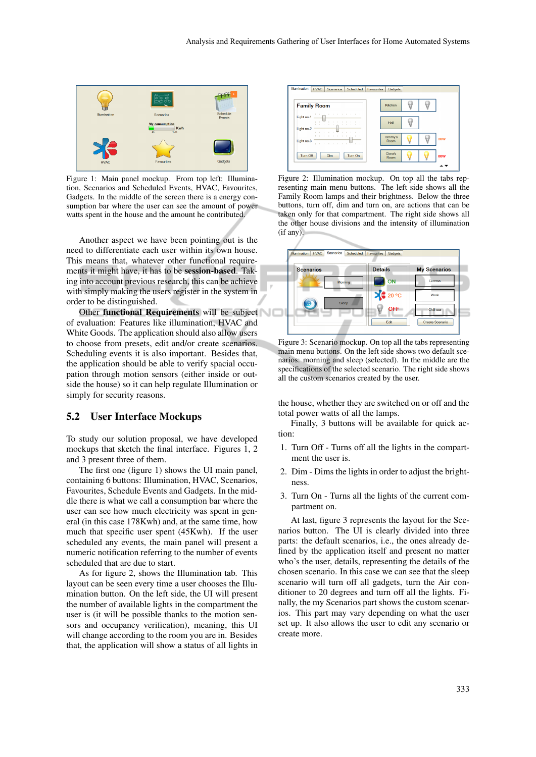Figure 1: Main panel mockup. From top left: Illumination, Scenarios and Scheduled Events, HVAC, Favourites, Gadgets. In the middle of the screen there is a energy consumption bar where the user can see the amount of power watts spent in the house and the amount he contributed.

Another aspect we have been pointing out is the need to differentiate each user within its own house. This means that, whatever other functional requirements it might have, it has to be **session-based**. Taking into account previous research, this can be achieve with simply making the users register in the system in order to be distinguished.

Other **functional Requirements** will be subject of evaluation: Features like illumination, HVAC and White Goods. The application should also allow users to choose from presets, edit and/or create scenarios. Scheduling events it is also important. Besides that, the application should be able to verify spacial occupation through motion sensors (either inside or outside the house) so it can help regulate Illumination or simply for security reasons.

## 5.2 User Interface Mockups

To study our solution proposal, we have developed mockups that sketch the final interface. Figures 1, 2 and 3 present three of them.

The first one (figure 1) shows the UI main panel, containing 6 buttons: Illumination, HVAC, Scenarios, Favourites, Schedule Events and Gadgets. In the middle there is what we call a consumption bar where the user can see how much electricity was spent in general (in this case 178Kwh) and, at the same time, how much that specific user spent (45Kwh). If the user scheduled any events, the main panel will present a numeric notification referring to the number of events scheduled that are due to start.

As for figure 2, shows the Illumination tab. This layout can be seen every time a user chooses the Illumination button. On the left side, the UI will present the number of available lights in the compartment the user is (it will be possible thanks to the motion sensors and occupancy verification), meaning, this UI will change according to the room you are in. Besides that, the application will show a status of all lights in the house, whether they are switched on or off and the total power watts of all the lamps.

Finally, 3 buttons will be available for quick action:

1. Turn Off - Turns off all the lights in the compartment the user is.
2. Dim - Dims the lights in order to adjust the brightness.
3. Turn On - Turns all the lights of the current compartment on.

At last, figure 3 represents the layout for the Scenarios button. The UI is clearly divided into three parts: the default scenarios, i.e., the ones already defined by the application itself and present no matter who's the user, details, representing the details of the chosen scenario. In this case we can see that the sleep scenario will turn off all gadgets, turn the Air conditioner to 20 degrees and turn off all the lights. Finally, the my Scenarios part shows the custom scenarios. This part may vary depending on what the user set up. It also allows the user to edit any scenario or create more.

Figure 2: Illumination mockup. On top all the tabs representing main menu buttons. The left side shows all the Family Room lamps and their brightness. Below the three buttons, turn off, dim and turn on, are actions that can be taken only for that compartment. The right side shows all the other house divisions and the intensity of illumination (if any).

Figure 3: Scenario mockup. On top all the tabs representing main menu buttons. On the left side shows two default scenarios: morning and sleep (selected). In the middle are the specifications of the selected scenario. The right side shows all the custom scenarios created by the user.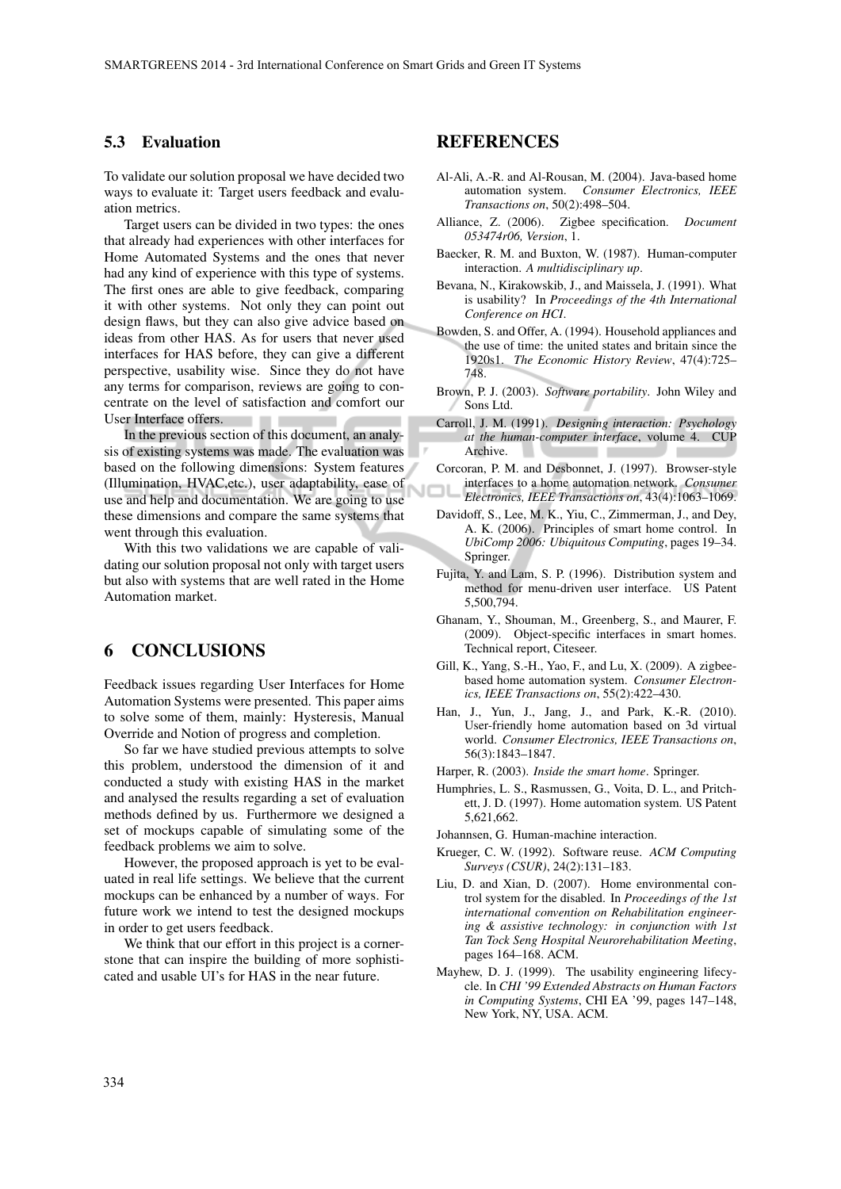### 5.3 Evaluation

To validate our solution proposal we have decided two ways to evaluate it: Target users feedback and evaluation metrics.

Target users can be divided in two types: the ones that already had experiences with other interfaces for Home Automated Systems and the ones that never had any kind of experience with this type of systems. The first ones are able to give feedback, comparing it with other systems. Not only they can point out design flaws, but they can also give advice based on ideas from other HAS. As for users that never used interfaces for HAS before, they can give a different perspective, usability wise. Since they do not have any terms for comparison, reviews are going to concentrate on the level of satisfaction and comfort our User Interface offers.

In the previous section of this document, an analysis of existing systems was made. The evaluation was based on the following dimensions: System features (Illumination, HVAC,etc.), user adaptability, ease of use and help and documentation. We are going to use these dimensions and compare the same systems that went through this evaluation.

With this two validations we are capable of validating our solution proposal not only with target users but also with systems that are well rated in the Home Automation market.

## 6 CONCLUSIONS

Feedback issues regarding User Interfaces for Home Automation Systems were presented. This paper aims to solve some of them, mainly: Hysteresis, Manual Override and Notion of progress and completion.

So far we have studied previous attempts to solve this problem, understood the dimension of it and conducted a study with existing HAS in the market and analysed the results regarding a set of evaluation methods defined by us. Furthermore we designed a set of mockups capable of simulating some of the feedback problems we aim to solve.

However, the proposed approach is yet to be evaluated in real life settings. We believe that the current mockups can be enhanced by a number of ways. For future work we intend to test the designed mockups in order to get users feedback.

We think that our effort in this project is a cornerstone that can inspire the building of more sophisticated and usable UI's for HAS in the near future.

## REFERENCES

Al-Ali, A.-R. and Al-Rousan, M. (2004). Java-based home automation system. *Consumer Electronics, IEEE Transactions on*, 50(2):498–504.

Alliance, Z. (2006). Zigbee specification. *Document 053474r06, Version*, 1.

Baecker, R. M. and Buxton, W. (1987). Human-computer interaction. *A multidisciplinary up*.

Bevana, N., Kirakowskib, J., and Maissela, J. (1991). What is usability? In *Proceedings of the 4th International Conference on HCI*.

Bowden, S. and Offer, A. (1994). Household appliances and the use of time: the united states and britain since the 1920s1. *The Economic History Review*, 47(4):725–748.

Brown, P. J. (2003). *Software portability*. John Wiley and Sons Ltd.

Carroll, J. M. (1991). *Designing interaction: Psychology at the human-computer interface*, volume 4. CUP Archive.

Corcoran, P. M. and Desbonnet, J. (1997). Browser-style interfaces to a home automation network. *Consumer Electronics, IEEE Transactions on*, 43(4):1063–1069.

Davidoff, S., Lee, M. K., Yiu, C., Zimmerman, J., and Dey, A. K. (2006). Principles of smart home control. In *UbiComp 2006: Ubiquitous Computing*, pages 19–34. Springer.

Fujita, Y. and Lam, S. P. (1996). Distribution system and method for menu-driven user interface. US Patent 5,500,794.

Ghanam, Y., Shouman, M., Greenberg, S., and Maurer, F. (2009). Object-specific interfaces in smart homes. Technical report, Citeseer.

Gill, K., Yang, S.-H., Yao, F., and Lu, X. (2009). A zigbee-based home automation system. *Consumer Electronics, IEEE Transactions on*, 55(2):422–430.

Han, J., Yun, J., Jang, J., and Park, K.-R. (2010). User-friendly home automation based on 3d virtual world. *Consumer Electronics, IEEE Transactions on*, 56(3):1843–1847.

Harper, R. (2003). *Inside the smart home*. Springer.

Humphries, L. S., Rasmussen, G., Voita, D. L., and Pritchett, J. D. (1997). Home automation system. US Patent 5,621,662.

Johannsen, G. Human-machine interaction.

Krueger, C. W. (1992). Software reuse. *ACM Computing Surveys (CSUR)*, 24(2):131–183.

Liu, D. and Xian, D. (2007). Home environmental control system for the disabled. In *Proceedings of the 1st international convention on Rehabilitation engineering & assistive technology: in conjunction with 1st Tan Tock Seng Hospital Neurorehabilitation Meeting*, pages 164–168. ACM.

Mayhew, D. J. (1999). The usability engineering lifecycle. In *CHI '99 Extended Abstracts on Human Factors in Computing Systems*, CHI EA '99, pages 147–148, New York, NY, USA. ACM.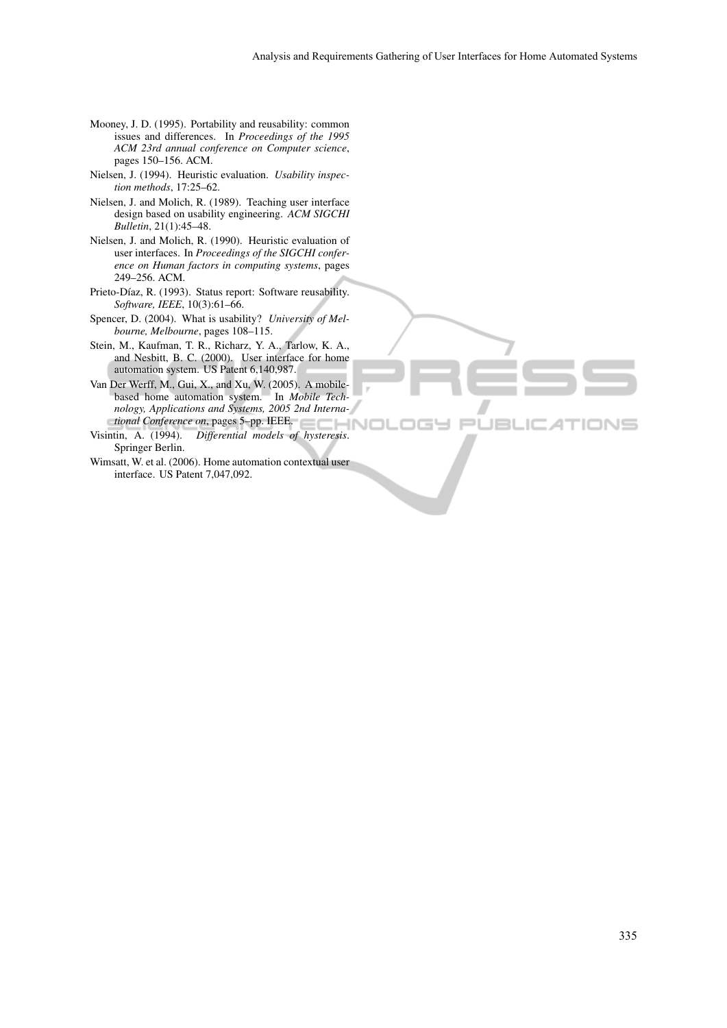Mooney, J. D. (1995). Portability and reusability: common issues and differences. In *Proceedings of the 1995 ACM 23rd annual conference on Computer science*, pages 150–156. ACM.

Nielsen, J. (1994). Heuristic evaluation. *Usability inspection methods*, 17:25–62.

Nielsen, J. and Molich, R. (1989). Teaching user interface design based on usability engineering. *ACM SIGCHI Bulletin*, 21(1):45–48.

Nielsen, J. and Molich, R. (1990). Heuristic evaluation of user interfaces. In *Proceedings of the SIGCHI conference on Human factors in computing systems*, pages 249–256. ACM.

Prieto-Díaz, R. (1993). Status report: Software reusability. *Software, IEEE*, 10(3):61–66.

Spencer, D. (2004). What is usability? *University of Melbourne, Melbourne*, pages 108–115.

Stein, M., Kaufman, T. R., Richarz, Y. A., Tarlow, K. A., and Nesbitt, B. C. (2000). User interface for home automation system. US Patent 6,140,987.

Van Der Werff, M., Gui, X., and Xu, W. (2005). A mobile-based home automation system. In *Mobile Technology, Applications and Systems, 2005 2nd International Conference on*, pages 5–pp. IEEE.

Visintin, A. (1994). *Differential models of hysteresis*. Springer Berlin.

Wimsatt, W. et al. (2006). Home automation contextual user interface. US Patent 7,047,092.